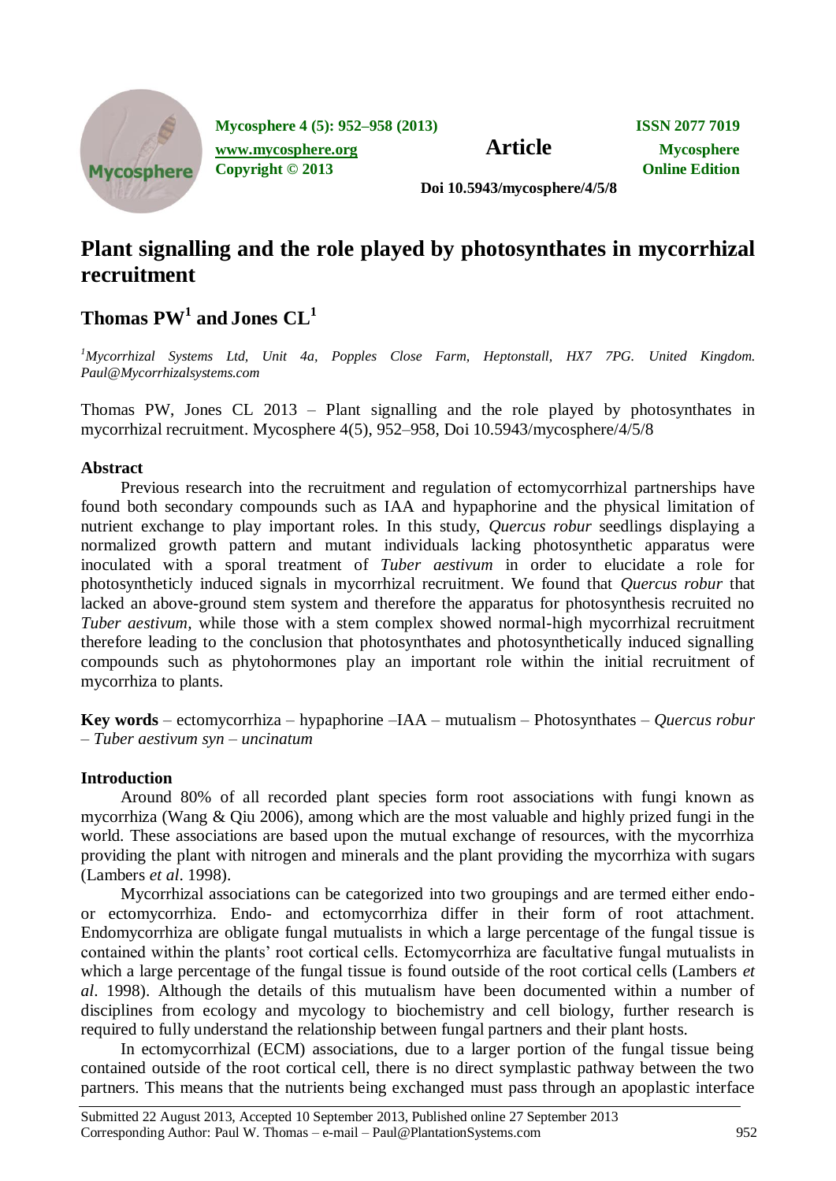# Plant signalling and the role played by photosynthates in mycorrhizal recruitment

## Thomas PW[1] and Jones CL[1]

[1]*Mycorrhizal Systems Ltd, Unit 4a, Popples Close Farm, Heptonstall, HX7 7PG. United Kingdom. Paul@Mycorrhizalsystems.com*

Thomas PW, Jones CL 2013 – Plant signalling and the role played by photosynthates in mycorrhizal recruitment. Mycosphere 4(5), 952–958, Doi 10.5943/mycosphere/4/5/8

### Abstract

Previous research into the recruitment and regulation of ectomycorrhizal partnerships have found both secondary compounds such as IAA and hypaphorine and the physical limitation of nutrient exchange to play important roles. In this study, *Quercus robur* seedlings displaying a normalized growth pattern and mutant individuals lacking photosynthetic apparatus were inoculated with a sporal treatment of *Tuber aestivum* in order to elucidate a role for photosyntheticly induced signals in mycorrhizal recruitment. We found that *Quercus robur* that lacked an above-ground stem system and therefore the apparatus for photosynthesis recruited no *Tuber aestivum*, while those with a stem complex showed normal-high mycorrhizal recruitment therefore leading to the conclusion that photosynthates and photosynthetically induced signalling compounds such as phytohormones play an important role within the initial recruitment of mycorrhiza to plants.

**Key words** – ectomycorrhiza – hypaphorine –IAA – mutualism – Photosynthates – *Quercus robur* – *Tuber aestivum syn* – *uncinatum*

### Introduction

Around 80% of all recorded plant species form root associations with fungi known as mycorrhiza (Wang & Qiu 2006), among which are the most valuable and highly prized fungi in the world. These associations are based upon the mutual exchange of resources, with the mycorrhiza providing the plant with nitrogen and minerals and the plant providing the mycorrhiza with sugars (Lambers *et al*. 1998).

Mycorrhizal associations can be categorized into two groupings and are termed either endo- or ectomycorrhiza. Endo- and ectomycorrhiza differ in their form of root attachment. Endomycorrhiza are obligate fungal mutualists in which a large percentage of the fungal tissue is contained within the plants' root cortical cells. Ectomycorrhiza are facultative fungal mutualists in which a large percentage of the fungal tissue is found outside of the root cortical cells (Lambers *et al*. 1998). Although the details of this mutualism have been documented within a number of disciplines from ecology and mycology to biochemistry and cell biology, further research is required to fully understand the relationship between fungal partners and their plant hosts.

In ectomycorrhizal (ECM) associations, due to a larger portion of the fungal tissue being contained outside of the root cortical cell, there is no direct symplastic pathway between the two partners. This means that the nutrients being exchanged must pass through an apoplastic interface

Submitted 22 August 2013, Accepted 10 September 2013, Published online 27 September 2013
Corresponding Author: Paul W. Thomas – e-mail – Paul@PlantationSystems.com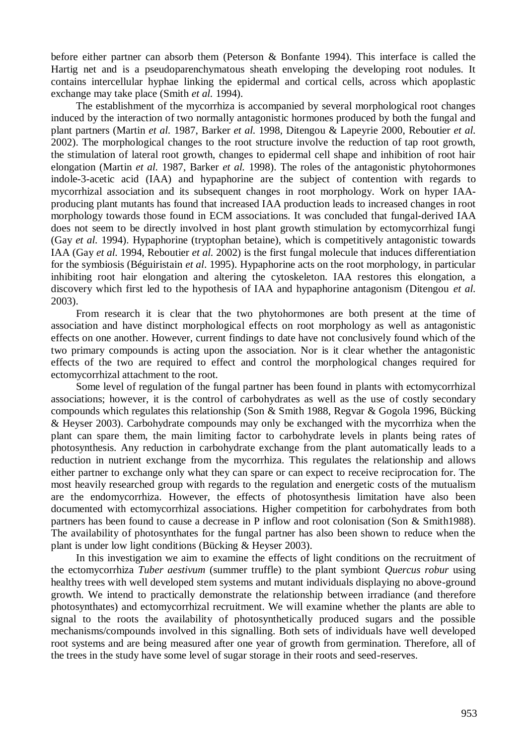before either partner can absorb them (Peterson & Bonfante 1994). This interface is called the Hartig net and is a pseudoparenchymatous sheath enveloping the developing root nodules. It contains intercellular hyphae linking the epidermal and cortical cells, across which apoplastic exchange may take place (Smith *et al.* 1994).

The establishment of the mycorrhiza is accompanied by several morphological root changes induced by the interaction of two normally antagonistic hormones produced by both the fungal and plant partners (Martin *et al.* 1987, Barker *et al.* 1998, Ditengou & Lapeyrie 2000, Reboutier *et al.* 2002). The morphological changes to the root structure involve the reduction of tap root growth, the stimulation of lateral root growth, changes to epidermal cell shape and inhibition of root hair elongation (Martin *et al.* 1987, Barker *et al.* 1998). The roles of the antagonistic phytohormones indole-3-acetic acid (IAA) and hypaphorine are the subject of contention with regards to mycorrhizal association and its subsequent changes in root morphology. Work on hyper IAA-producing plant mutants has found that increased IAA production leads to increased changes in root morphology towards those found in ECM associations. It was concluded that fungal-derived IAA does not seem to be directly involved in host plant growth stimulation by ectomycorrhizal fungi (Gay *et al.* 1994). Hypaphorine (tryptophan betaine), which is competitively antagonistic towards IAA (Gay *et al.* 1994, Reboutier *et al.* 2002) is the first fungal molecule that induces differentiation for the symbiosis (Béguiristain *et al*. 1995). Hypaphorine acts on the root morphology, in particular inhibiting root hair elongation and altering the cytoskeleton. IAA restores this elongation, a discovery which first led to the hypothesis of IAA and hypaphorine antagonism (Ditengou *et al.* 2003).

From research it is clear that the two phytohormones are both present at the time of association and have distinct morphological effects on root morphology as well as antagonistic effects on one another. However, current findings to date have not conclusively found which of the two primary compounds is acting upon the association. Nor is it clear whether the antagonistic effects of the two are required to effect and control the morphological changes required for ectomycorrhizal attachment to the root.

Some level of regulation of the fungal partner has been found in plants with ectomycorrhizal associations; however, it is the control of carbohydrates as well as the use of costly secondary compounds which regulates this relationship (Son & Smith 1988, Regvar & Gogola 1996, Bücking & Heyser 2003). Carbohydrate compounds may only be exchanged with the mycorrhiza when the plant can spare them, the main limiting factor to carbohydrate levels in plants being rates of photosynthesis. Any reduction in carbohydrate exchange from the plant automatically leads to a reduction in nutrient exchange from the mycorrhiza. This regulates the relationship and allows either partner to exchange only what they can spare or can expect to receive reciprocation for. The most heavily researched group with regards to the regulation and energetic costs of the mutualism are the endomycorrhiza. However, the effects of photosynthesis limitation have also been documented with ectomycorrhizal associations. Higher competition for carbohydrates from both partners has been found to cause a decrease in P inflow and root colonisation (Son & Smith1988). The availability of photosynthates for the fungal partner has also been shown to reduce when the plant is under low light conditions (Bücking & Heyser 2003).

In this investigation we aim to examine the effects of light conditions on the recruitment of the ectomycorrhiza *Tuber aestivum* (summer truffle) to the plant symbiont *Quercus robur* using healthy trees with well developed stem systems and mutant individuals displaying no above-ground growth. We intend to practically demonstrate the relationship between irradiance (and therefore photosynthates) and ectomycorrhizal recruitment. We will examine whether the plants are able to signal to the roots the availability of photosynthetically produced sugars and the possible mechanisms/compounds involved in this signalling. Both sets of individuals have well developed root systems and are being measured after one year of growth from germination. Therefore, all of the trees in the study have some level of sugar storage in their roots and seed-reserves.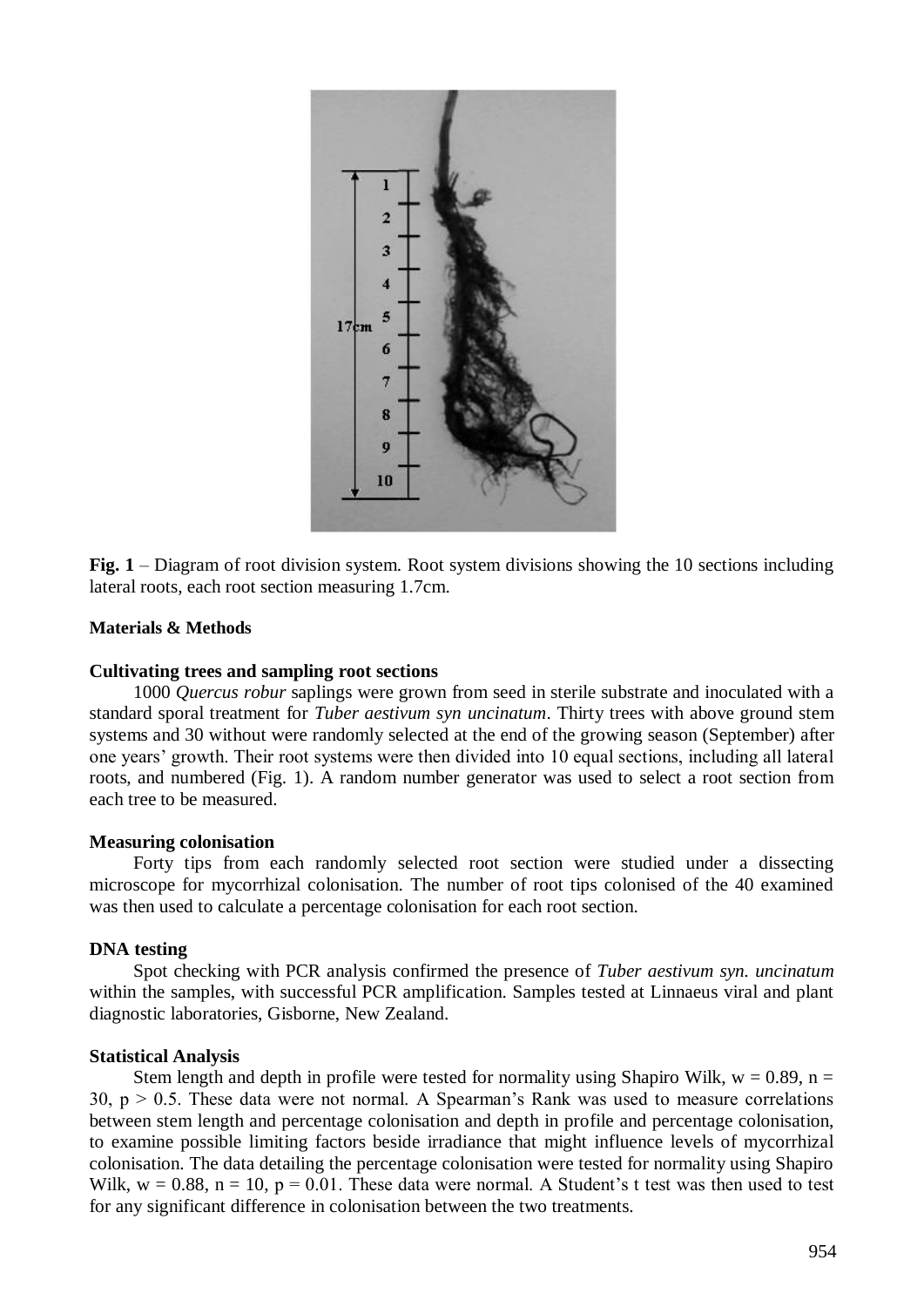**Fig. 1** – Diagram of root division system. Root system divisions showing the 10 sections including lateral roots, each root section measuring 1.7cm.

**Materials & Methods**

**Cultivating trees and sampling root sections**

1000 *Quercus robur* saplings were grown from seed in sterile substrate and inoculated with a standard sporal treatment for *Tuber aestivum syn uncinatum*. Thirty trees with above ground stem systems and 30 without were randomly selected at the end of the growing season (September) after one years' growth. Their root systems were then divided into 10 equal sections, including all lateral roots, and numbered (Fig. 1). A random number generator was used to select a root section from each tree to be measured.

**Measuring colonisation**

Forty tips from each randomly selected root section were studied under a dissecting microscope for mycorrhizal colonisation. The number of root tips colonised of the 40 examined was then used to calculate a percentage colonisation for each root section.

**DNA testing**

Spot checking with PCR analysis confirmed the presence of *Tuber aestivum syn. uncinatum* within the samples, with successful PCR amplification. Samples tested at Linnaeus viral and plant diagnostic laboratories, Gisborne, New Zealand.

**Statistical Analysis**

Stem length and depth in profile were tested for normality using Shapiro Wilk, $w = 0.89$, $n = 30$, $p > 0.5$. These data were not normal. A Spearman's Rank was used to measure correlations between stem length and percentage colonisation and depth in profile and percentage colonisation, to examine possible limiting factors beside irradiance that might influence levels of mycorrhizal colonisation. The data detailing the percentage colonisation were tested for normality using Shapiro Wilk, $w = 0.88$, $n = 10$, $p = 0.01$. These data were normal. A Student's t test was then used to test for any significant difference in colonisation between the two treatments.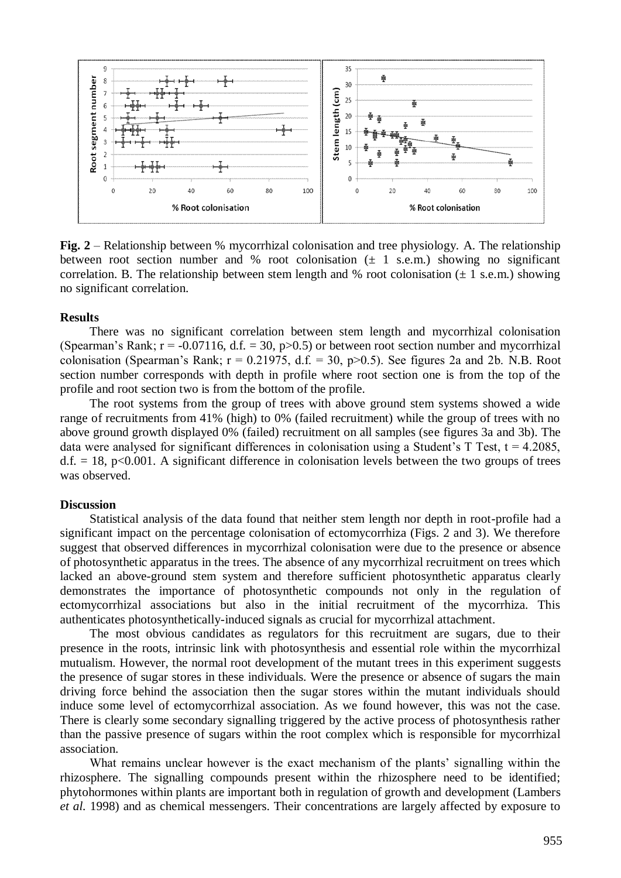**Fig. 2** – Relationship between % mycorrhizal colonisation and tree physiology. A. The relationship between root section number and % root colonisation (± 1 s.e.m.) showing no significant correlation. B. The relationship between stem length and % root colonisation (± 1 s.e.m.) showing no significant correlation.

### Results

There was no significant correlation between stem length and mycorrhizal colonisation (Spearman's Rank; $r = -0.07116$, d.f. = 30, $p>0.5$) or between root section number and mycorrhizal colonisation (Spearman's Rank; $r = 0.21975$, d.f. = 30, $p>0.5$). See figures 2a and 2b. N.B. Root section number corresponds with depth in profile where root section one is from the top of the profile and root section two is from the bottom of the profile.

The root systems from the group of trees with above ground stem systems showed a wide range of recruitments from 41% (high) to 0% (failed recruitment) while the group of trees with no above ground growth displayed 0% (failed) recruitment on all samples (see figures 3a and 3b). The data were analysed for significant differences in colonisation using a Student's T Test, $t = 4.2085$, d.f. = 18, $p<0.001$. A significant difference in colonisation levels between the two groups of trees was observed.

### Discussion

Statistical analysis of the data found that neither stem length nor depth in root-profile had a significant impact on the percentage colonisation of ectomycorrhiza (Figs. 2 and 3). We therefore suggest that observed differences in mycorrhizal colonisation were due to the presence or absence of photosynthetic apparatus in the trees. The absence of any mycorrhizal recruitment on trees which lacked an above-ground stem system and therefore sufficient photosynthetic apparatus clearly demonstrates the importance of photosynthetic compounds not only in the regulation of ectomycorrhizal associations but also in the initial recruitment of the mycorrhiza. This authenticates photosynthetically-induced signals as crucial for mycorrhizal attachment.

The most obvious candidates as regulators for this recruitment are sugars, due to their presence in the roots, intrinsic link with photosynthesis and essential role within the mycorrhizal mutualism. However, the normal root development of the mutant trees in this experiment suggests the presence of sugar stores in these individuals. Were the presence or absence of sugars the main driving force behind the association then the sugar stores within the mutant individuals should induce some level of ectomycorrhizal association. As we found however, this was not the case. There is clearly some secondary signalling triggered by the active process of photosynthesis rather than the passive presence of sugars within the root complex which is responsible for mycorrhizal association.

What remains unclear however is the exact mechanism of the plants' signalling within the rhizosphere. The signalling compounds present within the rhizosphere need to be identified; phytohormones within plants are important both in regulation of growth and development (Lambers *et al.* 1998) and as chemical messengers. Their concentrations are largely affected by exposure to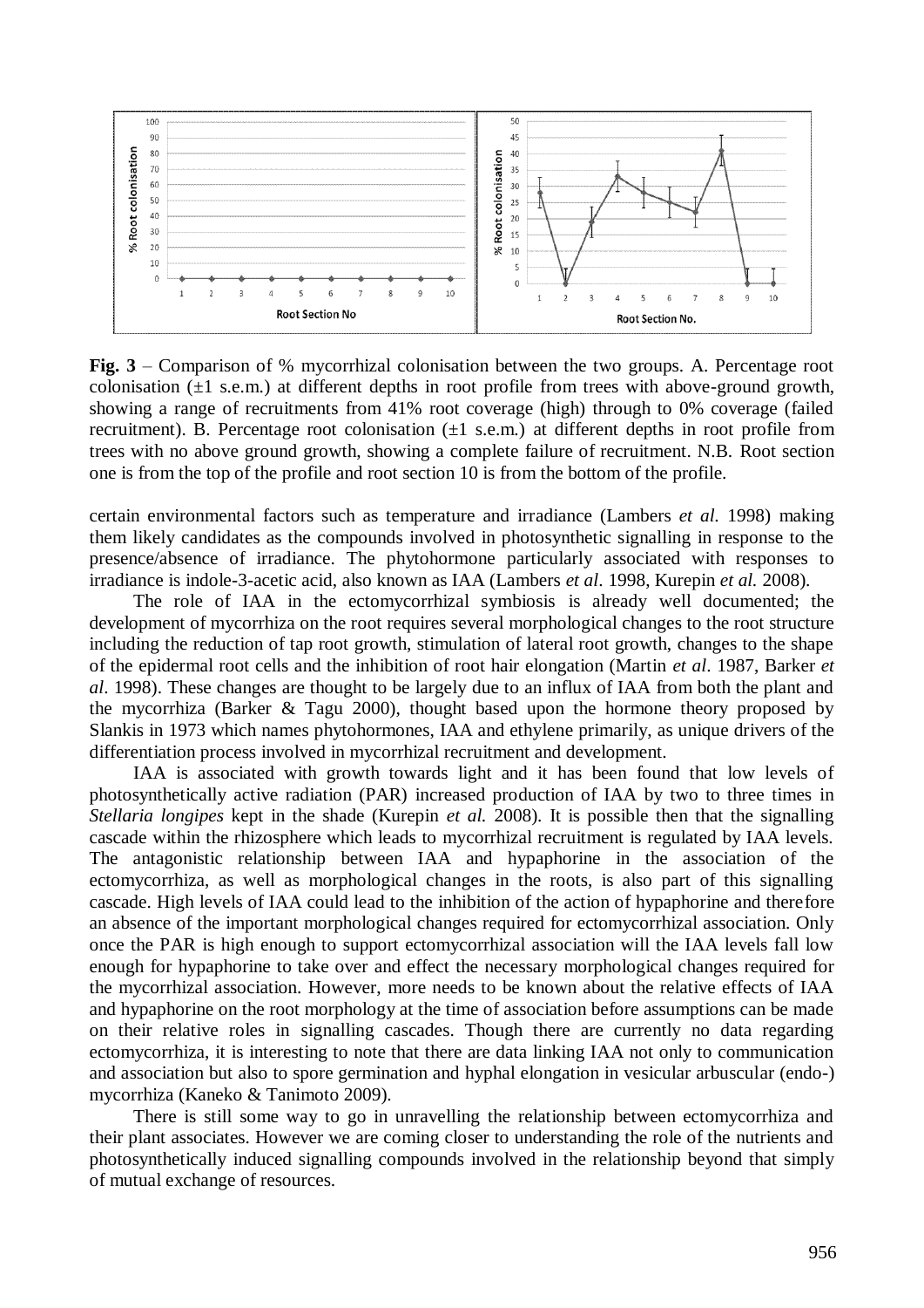**Fig. 3** – Comparison of % mycorrhizal colonisation between the two groups. A. Percentage root colonisation (±1 s.e.m.) at different depths in root profile from trees with above-ground growth, showing a range of recruitments from 41% root coverage (high) through to 0% coverage (failed recruitment). B. Percentage root colonisation (±1 s.e.m.) at different depths in root profile from trees with no above ground growth, showing a complete failure of recruitment. N.B. Root section one is from the top of the profile and root section 10 is from the bottom of the profile.

certain environmental factors such as temperature and irradiance (Lambers *et al.* 1998) making them likely candidates as the compounds involved in photosynthetic signalling in response to the presence/absence of irradiance. The phytohormone particularly associated with responses to irradiance is indole-3-acetic acid, also known as IAA (Lambers *et al*. 1998, Kurepin *et al.* 2008).

The role of IAA in the ectomycorrhizal symbiosis is already well documented; the development of mycorrhiza on the root requires several morphological changes to the root structure including the reduction of tap root growth, stimulation of lateral root growth, changes to the shape of the epidermal root cells and the inhibition of root hair elongation (Martin *et al*. 1987, Barker *et al*. 1998). These changes are thought to be largely due to an influx of IAA from both the plant and the mycorrhiza (Barker & Tagu 2000), thought based upon the hormone theory proposed by Slankis in 1973 which names phytohormones, IAA and ethylene primarily, as unique drivers of the differentiation process involved in mycorrhizal recruitment and development.

IAA is associated with growth towards light and it has been found that low levels of photosynthetically active radiation (PAR) increased production of IAA by two to three times in *Stellaria longipes* kept in the shade (Kurepin *et al.* 2008). It is possible then that the signalling cascade within the rhizosphere which leads to mycorrhizal recruitment is regulated by IAA levels. The antagonistic relationship between IAA and hypaphorine in the association of the ectomycorrhiza, as well as morphological changes in the roots, is also part of this signalling cascade. High levels of IAA could lead to the inhibition of the action of hypaphorine and therefore an absence of the important morphological changes required for ectomycorrhizal association. Only once the PAR is high enough to support ectomycorrhizal association will the IAA levels fall low enough for hypaphorine to take over and effect the necessary morphological changes required for the mycorrhizal association. However, more needs to be known about the relative effects of IAA and hypaphorine on the root morphology at the time of association before assumptions can be made on their relative roles in signalling cascades. Though there are currently no data regarding ectomycorrhiza, it is interesting to note that there are data linking IAA not only to communication and association but also to spore germination and hyphal elongation in vesicular arbuscular (endo-) mycorrhiza (Kaneko & Tanimoto 2009).

There is still some way to go in unravelling the relationship between ectomycorrhiza and their plant associates. However we are coming closer to understanding the role of the nutrients and photosynthetically induced signalling compounds involved in the relationship beyond that simply of mutual exchange of resources.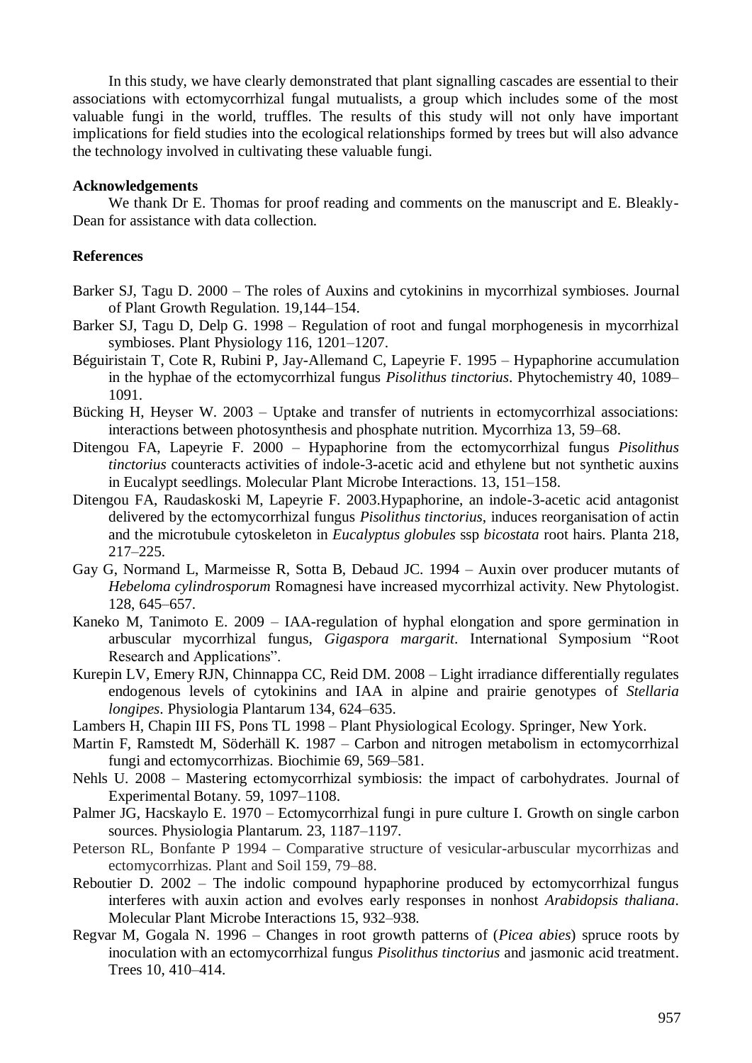In this study, we have clearly demonstrated that plant signalling cascades are essential to their associations with ectomycorrhizal fungal mutualists, a group which includes some of the most valuable fungi in the world, truffles. The results of this study will not only have important implications for field studies into the ecological relationships formed by trees but will also advance the technology involved in cultivating these valuable fungi.

## Acknowledgements

We thank Dr E. Thomas for proof reading and comments on the manuscript and E. Bleakly-Dean for assistance with data collection.

## References

Barker SJ, Tagu D. 2000 – The roles of Auxins and cytokinins in mycorrhizal symbioses. Journal of Plant Growth Regulation. 19,144–154.

Barker SJ, Tagu D, Delp G. 1998 – Regulation of root and fungal morphogenesis in mycorrhizal symbioses. Plant Physiology 116, 1201–1207.

Béguiristain T, Cote R, Rubini P, Jay-Allemand C, Lapeyrie F. 1995 – Hypaphorine accumulation in the hyphae of the ectomycorrhizal fungus *Pisolithus tinctorius*. Phytochemistry 40, 1089–1091.

Bücking H, Heyser W. 2003 – Uptake and transfer of nutrients in ectomycorrhizal associations: interactions between photosynthesis and phosphate nutrition. Mycorrhiza 13, 59–68.

Ditengou FA, Lapeyrie F. 2000 – Hypaphorine from the ectomycorrhizal fungus *Pisolithus tinctorius* counteracts activities of indole-3-acetic acid and ethylene but not synthetic auxins in Eucalypt seedlings. Molecular Plant Microbe Interactions. 13, 151–158.

Ditengou FA, Raudaskoski M, Lapeyrie F. 2003.Hypaphorine, an indole-3-acetic acid antagonist delivered by the ectomycorrhizal fungus *Pisolithus tinctorius*, induces reorganisation of actin and the microtubule cytoskeleton in *Eucalyptus globules* ssp *bicostata* root hairs. Planta 218, 217–225.

Gay G, Normand L, Marmeisse R, Sotta B, Debaud JC. 1994 – Auxin over producer mutants of *Hebeloma cylindrosporum* Romagnesi have increased mycorrhizal activity. New Phytologist. 128, 645–657.

Kaneko M, Tanimoto E. 2009 – IAA-regulation of hyphal elongation and spore germination in arbuscular mycorrhizal fungus, *Gigaspora margarit*. International Symposium "Root Research and Applications".

Kurepin LV, Emery RJN, Chinnappa CC, Reid DM. 2008 – Light irradiance differentially regulates endogenous levels of cytokinins and IAA in alpine and prairie genotypes of *Stellaria longipes*. Physiologia Plantarum 134, 624–635.

Lambers H, Chapin III FS, Pons TL 1998 – Plant Physiological Ecology. Springer, New York.

Martin F, Ramstedt M, Söderhäll K. 1987 – Carbon and nitrogen metabolism in ectomycorrhizal fungi and ectomycorrhizas. Biochimie 69, 569–581.

Nehls U. 2008 – Mastering ectomycorrhizal symbiosis: the impact of carbohydrates. Journal of Experimental Botany. 59, 1097–1108.

Palmer JG, Hacskaylo E. 1970 – Ectomycorrhizal fungi in pure culture I. Growth on single carbon sources. Physiologia Plantarum. 23, 1187–1197.

Peterson RL, Bonfante P 1994 – Comparative structure of vesicular-arbuscular mycorrhizas and ectomycorrhizas. Plant and Soil 159, 79–88.

Reboutier D. 2002 – The indolic compound hypaphorine produced by ectomycorrhizal fungus interferes with auxin action and evolves early responses in nonhost *Arabidopsis thaliana*. Molecular Plant Microbe Interactions 15, 932–938.

Regvar M, Gogala N. 1996 – Changes in root growth patterns of (*Picea abies*) spruce roots by inoculation with an ectomycorrhizal fungus *Pisolithus tinctorius* and jasmonic acid treatment. Trees 10, 410–414.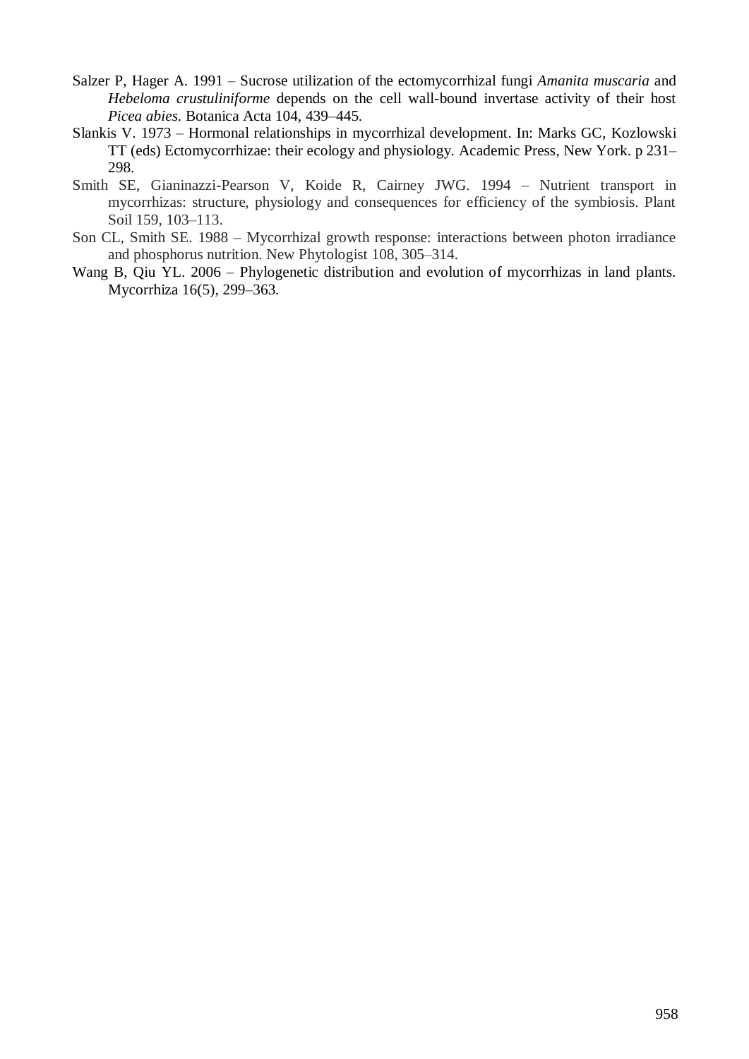Salzer P, Hager A. 1991 – Sucrose utilization of the ectomycorrhizal fungi *Amanita muscaria* and *Hebeloma crustuliniforme* depends on the cell wall-bound invertase activity of their host *Picea abies*. Botanica Acta 104, 439–445.

Slankis V. 1973 – Hormonal relationships in mycorrhizal development. In: Marks GC, Kozlowski TT (eds) Ectomycorrhizae: their ecology and physiology. Academic Press, New York. p 231–298.

Smith SE, Gianinazzi-Pearson V, Koide R, Cairney JWG. 1994 – Nutrient transport in mycorrhizas: structure, physiology and consequences for efficiency of the symbiosis. Plant Soil 159, 103–113.

Son CL, Smith SE. 1988 – Mycorrhizal growth response: interactions between photon irradiance and phosphorus nutrition. New Phytologist 108, 305–314.

Wang B, Qiu YL. 2006 – Phylogenetic distribution and evolution of mycorrhizas in land plants. Mycorrhiza 16(5), 299–363.